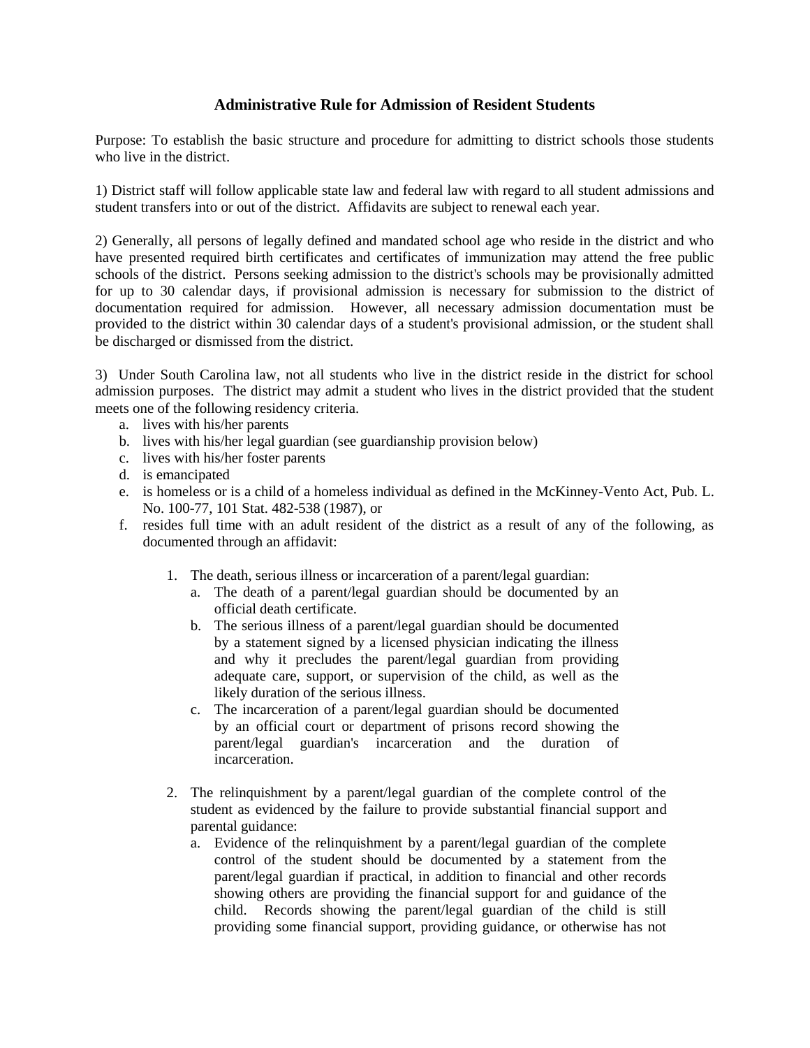# Administrative Rule for Admission of Resident Students

Purpose: To establish the basic structure and procedure for admitting to district schools those students who live in the district.

1) District staff will follow applicable state law and federal law with regard to all student admissions and student transfers into or out of the district. Affidavits are subject to renewal each year.

2) Generally, all persons of legally defined and mandated school age who reside in the district and who have presented required birth certificates and certificates of immunization may attend the free public schools of the district. Persons seeking admission to the district's schools may be provisionally admitted for up to 30 calendar days, if provisional admission is necessary for submission to the district of documentation required for admission. However, all necessary admission documentation must be provided to the district within 30 calendar days of a student's provisional admission, or the student shall be discharged or dismissed from the district.

3) Under South Carolina law, not all students who live in the district reside in the district for school admission purposes. The district may admit a student who lives in the district provided that the student meets one of the following residency criteria.

a. lives with his/her parents
b. lives with his/her legal guardian (see guardianship provision below)
c. lives with his/her foster parents
d. is emancipated
e. is homeless or is a child of a homeless individual as defined in the McKinney-Vento Act, Pub. L. No. 100-77, 101 Stat. 482-538 (1987), or
f. resides full time with an adult resident of the district as a result of any of the following, as documented through an affidavit:

    1. The death, serious illness or incarceration of a parent/legal guardian:
        a. The death of a parent/legal guardian should be documented by an official death certificate.
        b. The serious illness of a parent/legal guardian should be documented by a statement signed by a licensed physician indicating the illness and why it precludes the parent/legal guardian from providing adequate care, support, or supervision of the child, as well as the likely duration of the serious illness.
        c. The incarceration of a parent/legal guardian should be documented by an official court or department of prisons record showing the parent/legal guardian's incarceration and the duration of incarceration.

    2. The relinquishment by a parent/legal guardian of the complete control of the student as evidenced by the failure to provide substantial financial support and parental guidance:
        a. Evidence of the relinquishment by a parent/legal guardian of the complete control of the student should be documented by a statement from the parent/legal guardian if practical, in addition to financial and other records showing others are providing the financial support for and guidance of the child. Records showing the parent/legal guardian of the child is still providing some financial support, providing guidance, or otherwise has not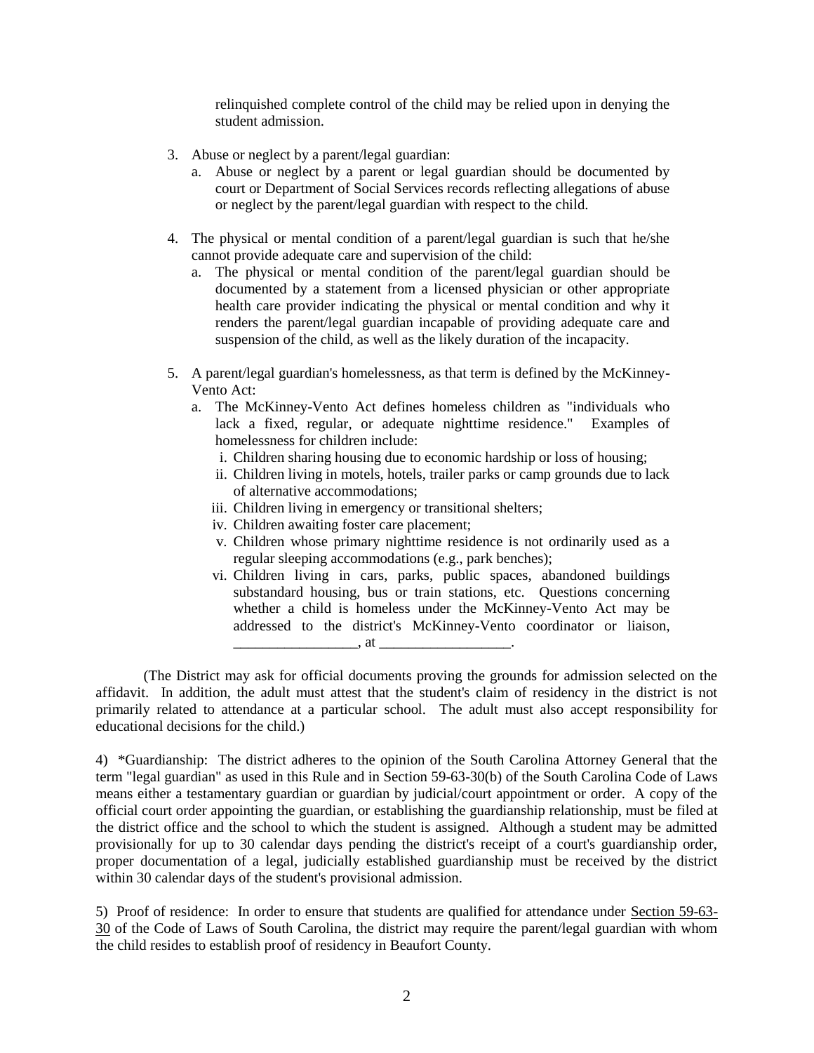relinquished complete control of the child may be relied upon in denying the student admission.

3. Abuse or neglect by a parent/legal guardian:
   a. Abuse or neglect by a parent or legal guardian should be documented by court or Department of Social Services records reflecting allegations of abuse or neglect by the parent/legal guardian with respect to the child.

4. The physical or mental condition of a parent/legal guardian is such that he/she cannot provide adequate care and supervision of the child:
   a. The physical or mental condition of the parent/legal guardian should be documented by a statement from a licensed physician or other appropriate health care provider indicating the physical or mental condition and why it renders the parent/legal guardian incapable of providing adequate care and suspension of the child, as well as the likely duration of the incapacity.

5. A parent/legal guardian's homelessness, as that term is defined by the McKinney-Vento Act:
   a. The McKinney-Vento Act defines homeless children as "individuals who lack a fixed, regular, or adequate nighttime residence." Examples of homelessness for children include:
      i. Children sharing housing due to economic hardship or loss of housing;
      ii. Children living in motels, hotels, trailer parks or camp grounds due to lack of alternative accommodations;
      iii. Children living in emergency or transitional shelters;
      iv. Children awaiting foster care placement;
      v. Children whose primary nighttime residence is not ordinarily used as a regular sleeping accommodations (e.g., park benches);
      vi. Children living in cars, parks, public spaces, abandoned buildings substandard housing, bus or train stations, etc. Questions concerning whether a child is homeless under the McKinney-Vento Act may be addressed to the district's McKinney-Vento coordinator or liaison, _________________, at __________________.

(The District may ask for official documents proving the grounds for admission selected on the affidavit. In addition, the adult must attest that the student's claim of residency in the district is not primarily related to attendance at a particular school. The adult must also accept responsibility for educational decisions for the child.)

4) *Guardianship: The district adheres to the opinion of the South Carolina Attorney General that the term "legal guardian" as used in this Rule and in Section 59-63-30(b) of the South Carolina Code of Laws means either a testamentary guardian or guardian by judicial/court appointment or order. A copy of the official court order appointing the guardian, or establishing the guardianship relationship, must be filed at the district office and the school to which the student is assigned. Although a student may be admitted provisionally for up to 30 calendar days pending the district's receipt of a court's guardianship order, proper documentation of a legal, judicially established guardianship must be received by the district within 30 calendar days of the student's provisional admission.

5) Proof of residence: In order to ensure that students are qualified for attendance under Section 59-63-30 of the Code of Laws of South Carolina, the district may require the parent/legal guardian with whom the child resides to establish proof of residency in Beaufort County.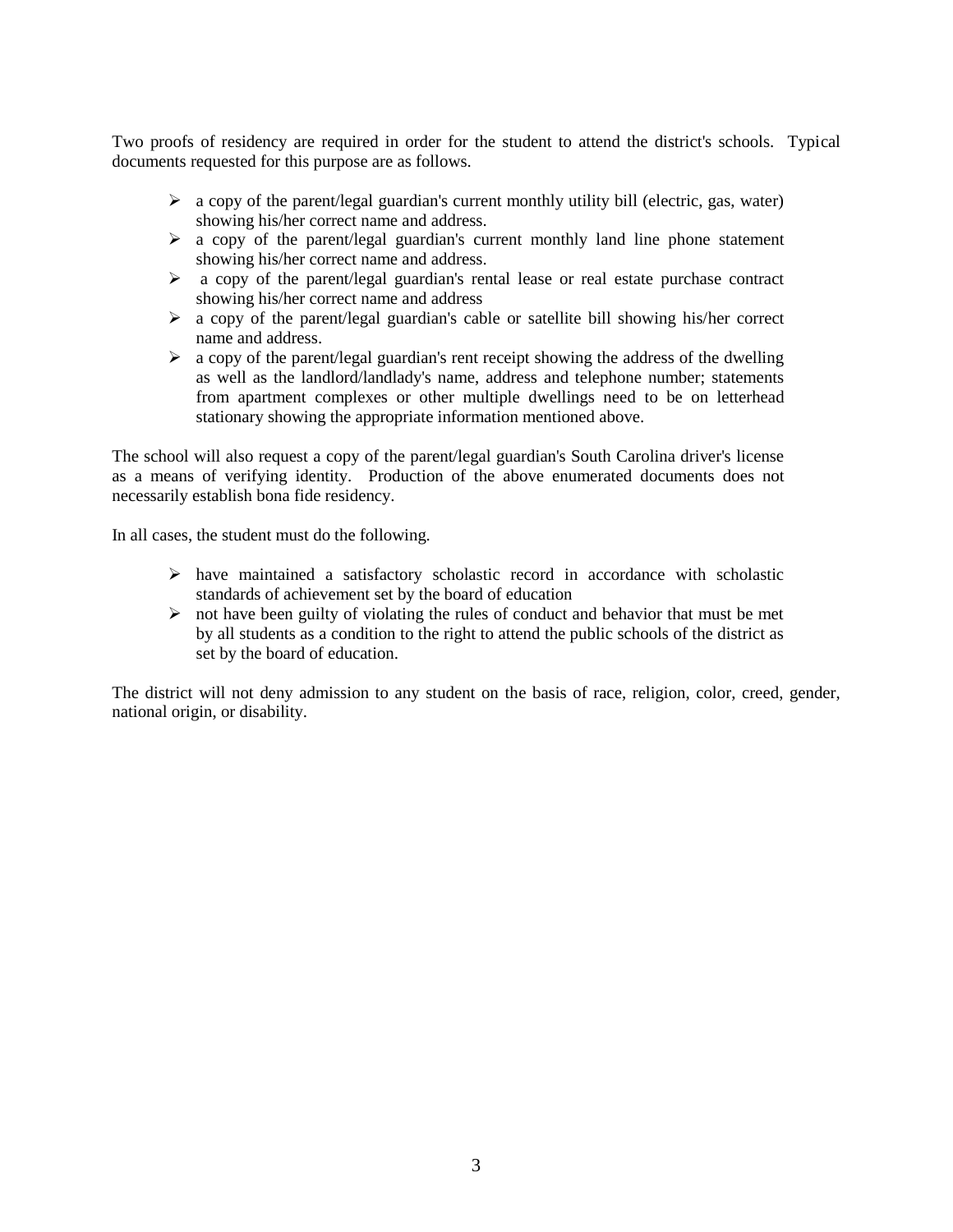Two proofs of residency are required in order for the student to attend the district's schools. Typical documents requested for this purpose are as follows.

- a copy of the parent/legal guardian's current monthly utility bill (electric, gas, water) showing his/her correct name and address.
- a copy of the parent/legal guardian's current monthly land line phone statement showing his/her correct name and address.
- a copy of the parent/legal guardian's rental lease or real estate purchase contract showing his/her correct name and address
- a copy of the parent/legal guardian's cable or satellite bill showing his/her correct name and address.
- a copy of the parent/legal guardian's rent receipt showing the address of the dwelling as well as the landlord/landlady's name, address and telephone number; statements from apartment complexes or other multiple dwellings need to be on letterhead stationary showing the appropriate information mentioned above.

The school will also request a copy of the parent/legal guardian's South Carolina driver's license as a means of verifying identity. Production of the above enumerated documents does not necessarily establish bona fide residency.

In all cases, the student must do the following.

- have maintained a satisfactory scholastic record in accordance with scholastic standards of achievement set by the board of education
- not have been guilty of violating the rules of conduct and behavior that must be met by all students as a condition to the right to attend the public schools of the district as set by the board of education.

The district will not deny admission to any student on the basis of race, religion, color, creed, gender, national origin, or disability.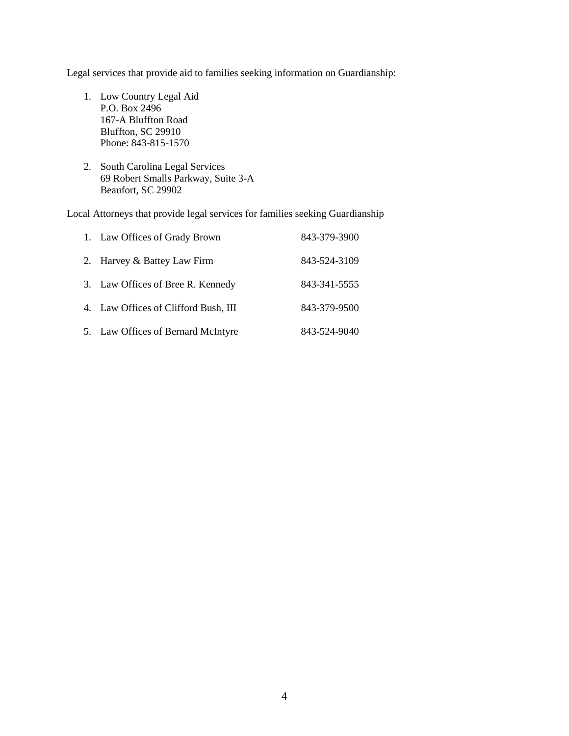Legal services that provide aid to families seeking information on Guardianship:

1. Low Country Legal Aid
   P.O. Box 2496
   167-A Bluffton Road
   Bluffton, SC 29910
   Phone: 843-815-1570

2. South Carolina Legal Services
   69 Robert Smalls Parkway, Suite 3-A
   Beaufort, SC 29902

Local Attorneys that provide legal services for families seeking Guardianship

| | |
|---|---|
| 1. Law Offices of Grady Brown | 843-379-3900 |
| 2. Harvey & Battey Law Firm | 843-524-3109 |
| 3. Law Offices of Bree R. Kennedy | 843-341-5555 |
| 4. Law Offices of Clifford Bush, III | 843-379-9500 |
| 5. Law Offices of Bernard McIntyre | 843-524-9040 |